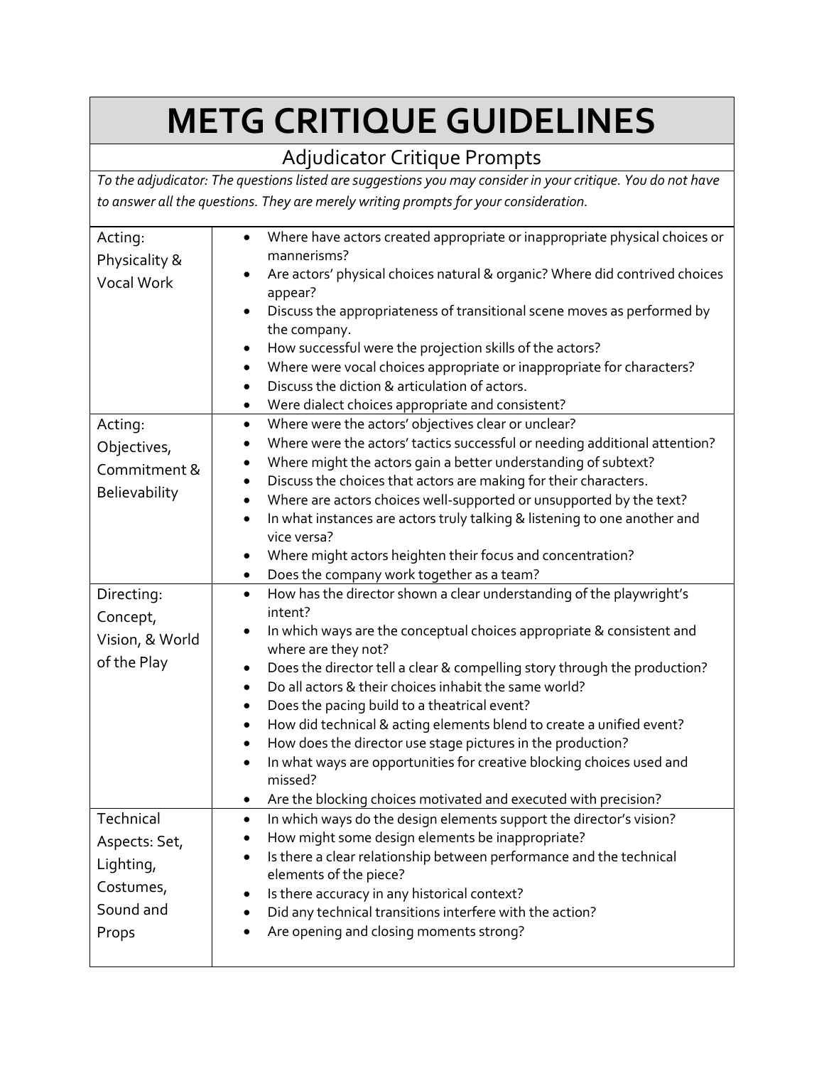# METG CRITIQUE GUIDELINES

## Adjudicator Critique Prompts

*To the adjudicator: The questions listed are suggestions you may consider in your critique. You do not have to answer all the questions. They are merely writing prompts for your consideration.*

| Category | Prompts |
|---|---|
| Acting: Physicality & Vocal Work | • Where have actors created appropriate or inappropriate physical choices or mannerisms?<br>• Are actors' physical choices natural & organic? Where did contrived choices appear?<br>• Discuss the appropriateness of transitional scene moves as performed by the company.<br>• How successful were the projection skills of the actors?<br>• Where were vocal choices appropriate or inappropriate for characters?<br>• Discuss the diction & articulation of actors.<br>• Were dialect choices appropriate and consistent? |
| Acting: Objectives, Commitment & Believability | • Where were the actors' objectives clear or unclear?<br>• Where were the actors' tactics successful or needing additional attention?<br>• Where might the actors gain a better understanding of subtext?<br>• Discuss the choices that actors are making for their characters.<br>• Where are actors choices well-supported or unsupported by the text?<br>• In what instances are actors truly talking & listening to one another and vice versa?<br>• Where might actors heighten their focus and concentration?<br>• Does the company work together as a team? |
| Directing: Concept, Vision, & World of the Play | • How has the director shown a clear understanding of the playwright's intent?<br>• In which ways are the conceptual choices appropriate & consistent and where are they not?<br>• Does the director tell a clear & compelling story through the production?<br>• Do all actors & their choices inhabit the same world?<br>• Does the pacing build to a theatrical event?<br>• How did technical & acting elements blend to create a unified event?<br>• How does the director use stage pictures in the production?<br>• In what ways are opportunities for creative blocking choices used and missed?<br>• Are the blocking choices motivated and executed with precision? |
| Technical Aspects: Set, Lighting, Costumes, Sound and Props | • In which ways do the design elements support the director's vision?<br>• How might some design elements be inappropriate?<br>• Is there a clear relationship between performance and the technical elements of the piece?<br>• Is there accuracy in any historical context?<br>• Did any technical transitions interfere with the action?<br>• Are opening and closing moments strong? |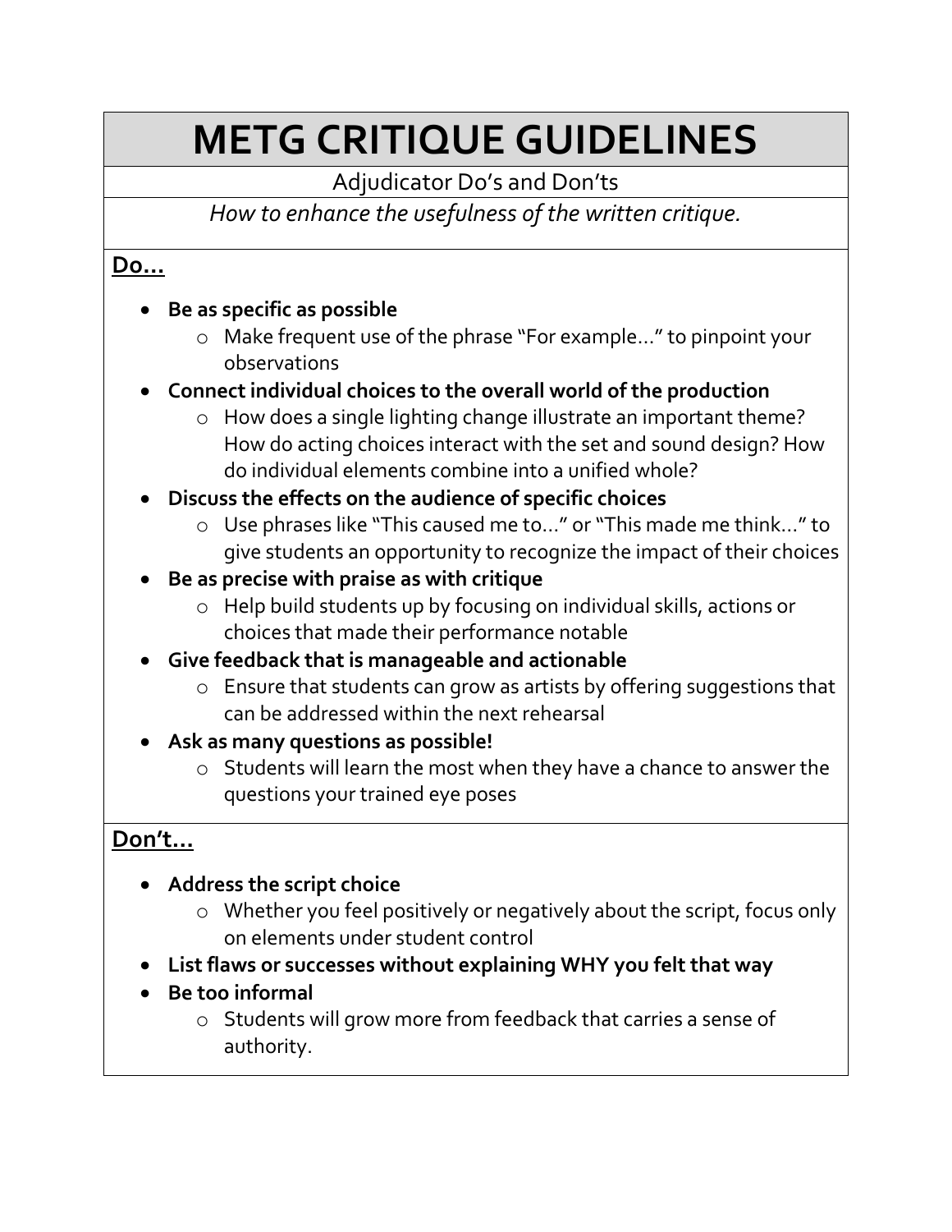# METG CRITIQUE GUIDELINES

Adjudicator Do's and Don'ts

*How to enhance the usefulness of the written critique.*

## Do…

- **Be as specific as possible**
  - Make frequent use of the phrase "For example…" to pinpoint your observations
- **Connect individual choices to the overall world of the production**
  - How does a single lighting change illustrate an important theme? How do acting choices interact with the set and sound design? How do individual elements combine into a unified whole?
- **Discuss the effects on the audience of specific choices**
  - Use phrases like "This caused me to…" or "This made me think…" to give students an opportunity to recognize the impact of their choices
- **Be as precise with praise as with critique**
  - Help build students up by focusing on individual skills, actions or choices that made their performance notable
- **Give feedback that is manageable and actionable**
  - Ensure that students can grow as artists by offering suggestions that can be addressed within the next rehearsal
- **Ask as many questions as possible!**
  - Students will learn the most when they have a chance to answer the questions your trained eye poses

## Don't…

- **Address the script choice**
  - Whether you feel positively or negatively about the script, focus only on elements under student control
- **List flaws or successes without explaining WHY you felt that way**
- **Be too informal**
  - Students will grow more from feedback that carries a sense of authority.